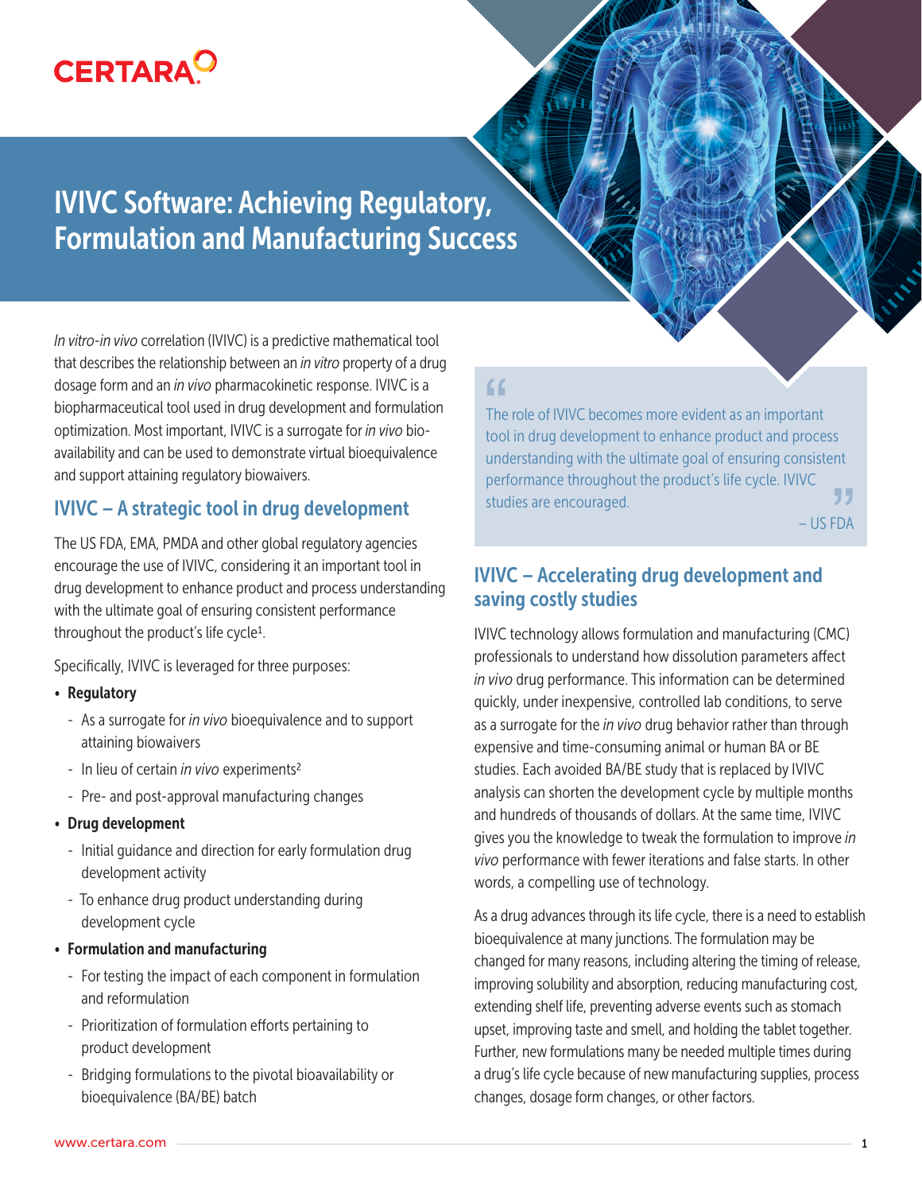CERTARA

# IVIVC Software: Achieving Regulatory, Formulation and Manufacturing Success

*In vitro-in vivo* correlation (IVIVC) is a predictive mathematical tool that describes the relationship between an *in vitro* property of a drug dosage form and an *in vivo* pharmacokinetic response. IVIVC is a biopharmaceutical tool used in drug development and formulation optimization. Most important, IVIVC is a surrogate for *in vivo* bioavailability and can be used to demonstrate virtual bioequivalence and support attaining regulatory biowaivers.

## IVIVC – A strategic tool in drug development

The US FDA, EMA, PMDA and other global regulatory agencies encourage the use of IVIVC, considering it an important tool in drug development to enhance product and process understanding with the ultimate goal of ensuring consistent performance throughout the product's life cycle[1].

Specifically, IVIVC is leveraged for three purposes:

- **Regulatory**
  - As a surrogate for *in vivo* bioequivalence and to support attaining biowaivers
  - In lieu of certain *in vivo* experiments[2]
  - Pre- and post-approval manufacturing changes
- **Drug development**
  - Initial guidance and direction for early formulation drug development activity
  - To enhance drug product understanding during development cycle
- **Formulation and manufacturing**
  - For testing the impact of each component in formulation and reformulation
  - Prioritization of formulation efforts pertaining to product development
  - Bridging formulations to the pivotal bioavailability or bioequivalence (BA/BE) batch

> "The role of IVIVC becomes more evident as an important tool in drug development to enhance product and process understanding with the ultimate goal of ensuring consistent performance throughout the product's life cycle. IVIVC studies are encouraged."
>
> – US FDA

## IVIVC – Accelerating drug development and saving costly studies

IVIVC technology allows formulation and manufacturing (CMC) professionals to understand how dissolution parameters affect *in vivo* drug performance. This information can be determined quickly, under inexpensive, controlled lab conditions, to serve as a surrogate for the *in vivo* drug behavior rather than through expensive and time-consuming animal or human BA or BE studies. Each avoided BA/BE study that is replaced by IVIVC analysis can shorten the development cycle by multiple months and hundreds of thousands of dollars. At the same time, IVIVC gives you the knowledge to tweak the formulation to improve *in vivo* performance with fewer iterations and false starts. In other words, a compelling use of technology.

As a drug advances through its life cycle, there is a need to establish bioequivalence at many junctions. The formulation may be changed for many reasons, including altering the timing of release, improving solubility and absorption, reducing manufacturing cost, extending shelf life, preventing adverse events such as stomach upset, improving taste and smell, and holding the tablet together. Further, new formulations many be needed multiple times during a drug's life cycle because of new manufacturing supplies, process changes, dosage form changes, or other factors.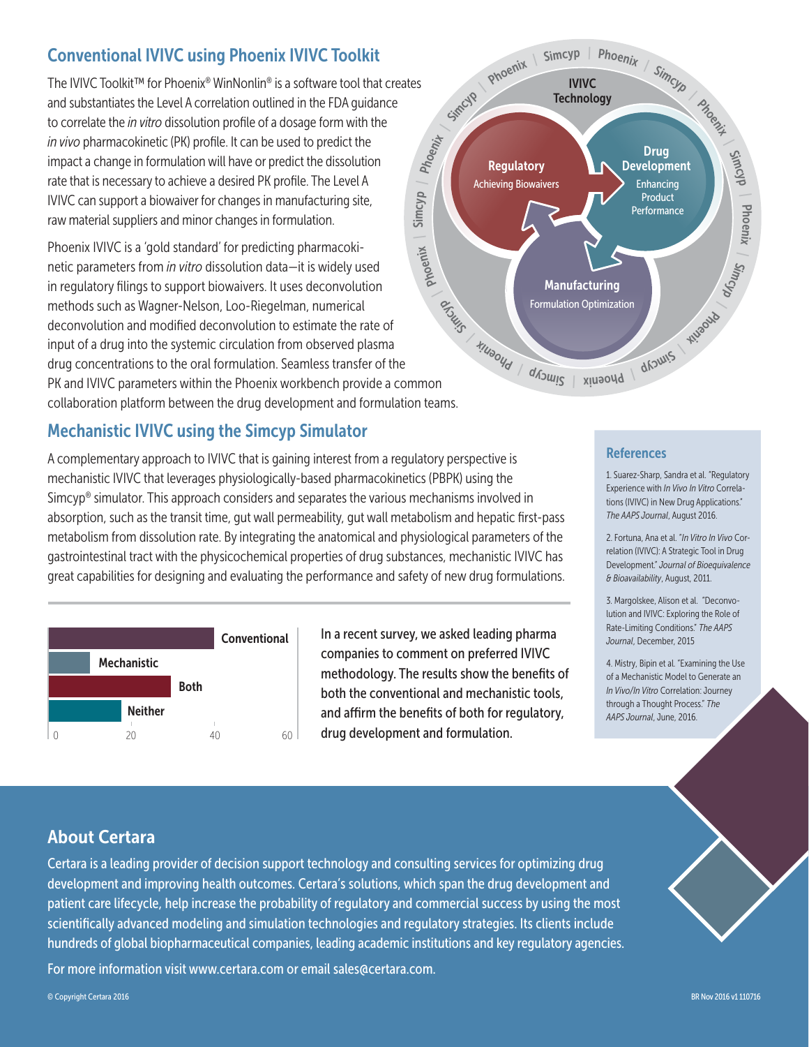## Conventional IVIVC using Phoenix IVIVC Toolkit

The IVIVC Toolkit™ for Phoenix® WinNonlin® is a software tool that creates and substantiates the Level A correlation outlined in the FDA guidance to correlate the *in vitro* dissolution profile of a dosage form with the *in vivo* pharmacokinetic (PK) profile. It can be used to predict the impact a change in formulation will have or predict the dissolution rate that is necessary to achieve a desired PK profile. The Level A IVIVC can support a biowaiver for changes in manufacturing site, raw material suppliers and minor changes in formulation.

Phoenix IVIVC is a 'gold standard' for predicting pharmacokinetic parameters from *in vitro* dissolution data—it is widely used in regulatory filings to support biowaivers. It uses deconvolution methods such as Wagner-Nelson, Loo-Riegelman, numerical deconvolution and modified deconvolution to estimate the rate of input of a drug into the systemic circulation from observed plasma drug concentrations to the oral formulation. Seamless transfer of the PK and IVIVC parameters within the Phoenix workbench provide a common collaboration platform between the drug development and formulation teams.

IVIVC Technology

Regulatory
Achieving Biowaivers

Drug Development
Enhancing Product Performance

Manufacturing
Formulation Optimization

Phoenix | Simcyp | Phoenix | Simcyp

## Mechanistic IVIVC using the Simcyp Simulator

A complementary approach to IVIVC that is gaining interest from a regulatory perspective is mechanistic IVIVC that leverages physiologically-based pharmacokinetics (PBPK) using the Simcyp® simulator. This approach considers and separates the various mechanisms involved in absorption, such as the transit time, gut wall permeability, gut wall metabolism and hepatic first-pass metabolism from dissolution rate. By integrating the anatomical and physiological parameters of the gastrointestinal tract with the physicochemical properties of drug substances, mechanistic IVIVC has great capabilities for designing and evaluating the performance and safety of new drug formulations.

Conventional
Mechanistic
Both
Neither
0 20 40 60

In a recent survey, we asked leading pharma companies to comment on preferred IVIVC methodology. The results show the benefits of both the conventional and mechanistic tools, and affirm the benefits of both for regulatory, drug development and formulation.

### References

1. Suarez-Sharp, Sandra et al. "Regulatory Experience with *In Vivo In Vitro* Correlations (IVIVC) in New Drug Applications." *The AAPS Journal*, August 2016.

2. Fortuna, Ana et al. "*In Vitro In Vivo* Correlation (IVIVC): A Strategic Tool in Drug Development." *Journal of Bioequivalence & Bioavailability*, August, 2011.

3. Margolskee, Alison et al. "Deconvolution and IVIVC: Exploring the Role of Rate-Limiting Conditions." *The AAPS Journal*, December, 2015

4. Mistry, Bipin et al. "Examining the Use of a Mechanistic Model to Generate an *In Vivo/In Vitro* Correlation: Journey through a Thought Process." *The AAPS Journal*, June, 2016.

## About Certara

Certara is a leading provider of decision support technology and consulting services for optimizing drug development and improving health outcomes. Certara's solutions, which span the drug development and patient care lifecycle, help increase the probability of regulatory and commercial success by using the most scientifically advanced modeling and simulation technologies and regulatory strategies. Its clients include hundreds of global biopharmaceutical companies, leading academic institutions and key regulatory agencies.

For more information visit www.certara.com or email sales@certara.com.

© Copyright Certara 2016

BR Nov 2016 v1 110716